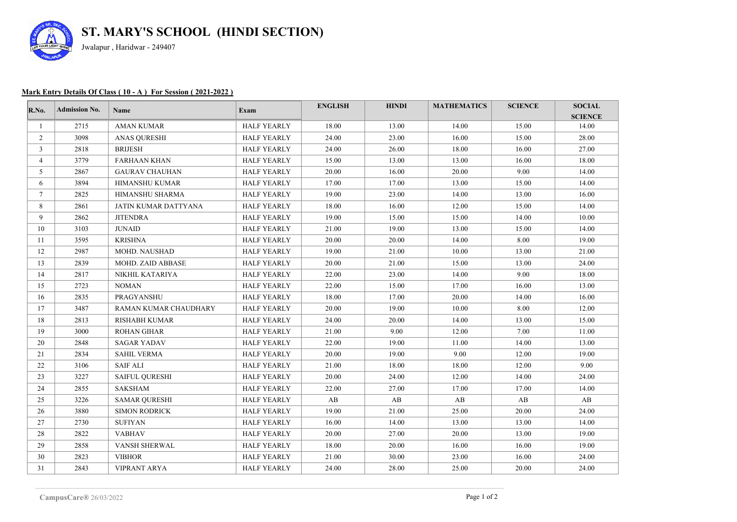# ST. MARY'S SCHOOL (HINDI SECTION)

Jwalapur , Haridwar - 249407

**Mark Entry Details Of Class ( 10 - A ) For Session ( 2021-2022 )**

| R.No. | Admission No. | Name | Exam | ENGLISH | HINDI | MATHEMATICS | SCIENCE | SOCIAL SCIENCE |
|---|---|---|---|---|---|---|---|---|
| 1 | 2715 | AMAN KUMAR | HALF YEARLY | 18.00 | 13.00 | 14.00 | 15.00 | 14.00 |
| 2 | 3098 | ANAS QURESHI | HALF YEARLY | 24.00 | 23.00 | 16.00 | 15.00 | 28.00 |
| 3 | 2818 | BRIJESH | HALF YEARLY | 24.00 | 26.00 | 18.00 | 16.00 | 27.00 |
| 4 | 3779 | FARHAAN KHAN | HALF YEARLY | 15.00 | 13.00 | 13.00 | 16.00 | 18.00 |
| 5 | 2867 | GAURAV CHAUHAN | HALF YEARLY | 20.00 | 16.00 | 20.00 | 9.00 | 14.00 |
| 6 | 3894 | HIMANSHU KUMAR | HALF YEARLY | 17.00 | 17.00 | 13.00 | 15.00 | 14.00 |
| 7 | 2825 | HIMANSHU SHARMA | HALF YEARLY | 19.00 | 23.00 | 14.00 | 13.00 | 16.00 |
| 8 | 2861 | JATIN KUMAR DATTYANA | HALF YEARLY | 18.00 | 16.00 | 12.00 | 15.00 | 14.00 |
| 9 | 2862 | JITENDRA | HALF YEARLY | 19.00 | 15.00 | 15.00 | 14.00 | 10.00 |
| 10 | 3103 | JUNAID | HALF YEARLY | 21.00 | 19.00 | 13.00 | 15.00 | 14.00 |
| 11 | 3595 | KRISHNA | HALF YEARLY | 20.00 | 20.00 | 14.00 | 8.00 | 19.00 |
| 12 | 2987 | MOHD. NAUSHAD | HALF YEARLY | 19.00 | 21.00 | 10.00 | 13.00 | 21.00 |
| 13 | 2839 | MOHD. ZAID ABBASE | HALF YEARLY | 20.00 | 21.00 | 15.00 | 13.00 | 24.00 |
| 14 | 2817 | NIKHIL KATARIYA | HALF YEARLY | 22.00 | 23.00 | 14.00 | 9.00 | 18.00 |
| 15 | 2723 | NOMAN | HALF YEARLY | 22.00 | 15.00 | 17.00 | 16.00 | 13.00 |
| 16 | 2835 | PRAGYANSHU | HALF YEARLY | 18.00 | 17.00 | 20.00 | 14.00 | 16.00 |
| 17 | 3487 | RAMAN KUMAR CHAUDHARY | HALF YEARLY | 20.00 | 19.00 | 10.00 | 8.00 | 12.00 |
| 18 | 2813 | RISHABH KUMAR | HALF YEARLY | 24.00 | 20.00 | 14.00 | 13.00 | 15.00 |
| 19 | 3000 | ROHAN GIHAR | HALF YEARLY | 21.00 | 9.00 | 12.00 | 7.00 | 11.00 |
| 20 | 2848 | SAGAR YADAV | HALF YEARLY | 22.00 | 19.00 | 11.00 | 14.00 | 13.00 |
| 21 | 2834 | SAHIL VERMA | HALF YEARLY | 20.00 | 19.00 | 9.00 | 12.00 | 19.00 |
| 22 | 3106 | SAIF ALI | HALF YEARLY | 21.00 | 18.00 | 18.00 | 12.00 | 9.00 |
| 23 | 3227 | SAIFUL QURESHI | HALF YEARLY | 20.00 | 24.00 | 12.00 | 14.00 | 24.00 |
| 24 | 2855 | SAKSHAM | HALF YEARLY | 22.00 | 27.00 | 17.00 | 17.00 | 14.00 |
| 25 | 3226 | SAMAR QURESHI | HALF YEARLY | AB | AB | AB | AB | AB |
| 26 | 3880 | SIMON RODRICK | HALF YEARLY | 19.00 | 21.00 | 25.00 | 20.00 | 24.00 |
| 27 | 2730 | SUFIYAN | HALF YEARLY | 16.00 | 14.00 | 13.00 | 13.00 | 14.00 |
| 28 | 2822 | VABHAV | HALF YEARLY | 20.00 | 27.00 | 20.00 | 13.00 | 19.00 |
| 29 | 2858 | VANSH SHERWAL | HALF YEARLY | 18.00 | 20.00 | 16.00 | 16.00 | 19.00 |
| 30 | 2823 | VIBHOR | HALF YEARLY | 21.00 | 30.00 | 23.00 | 16.00 | 24.00 |
| 31 | 2843 | VIPRANT ARYA | HALF YEARLY | 24.00 | 28.00 | 25.00 | 20.00 | 24.00 |

CampusCare® 26/03/2022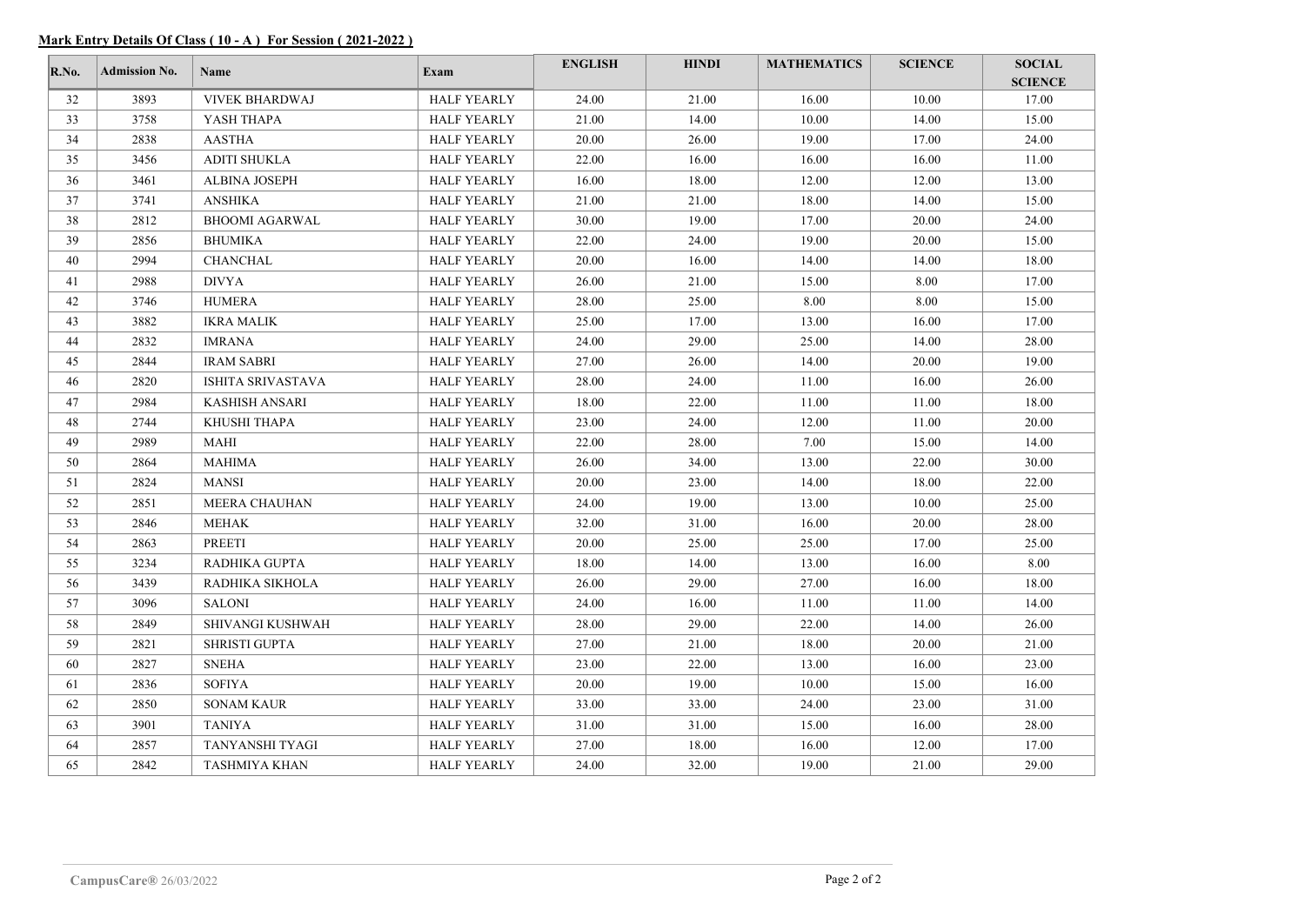**Mark Entry Details Of Class ( 10 - A ) For Session ( 2021-2022 )**

| R.No. | Admission No. | Name | Exam | ENGLISH | HINDI | MATHEMATICS | SCIENCE | SOCIAL SCIENCE |
|---|---|---|---|---|---|---|---|---|
| 32 | 3893 | VIVEK BHARDWAJ | HALF YEARLY | 24.00 | 21.00 | 16.00 | 10.00 | 17.00 |
| 33 | 3758 | YASH THAPA | HALF YEARLY | 21.00 | 14.00 | 10.00 | 14.00 | 15.00 |
| 34 | 2838 | AASTHA | HALF YEARLY | 20.00 | 26.00 | 19.00 | 17.00 | 24.00 |
| 35 | 3456 | ADITI SHUKLA | HALF YEARLY | 22.00 | 16.00 | 16.00 | 16.00 | 11.00 |
| 36 | 3461 | ALBINA JOSEPH | HALF YEARLY | 16.00 | 18.00 | 12.00 | 12.00 | 13.00 |
| 37 | 3741 | ANSHIKA | HALF YEARLY | 21.00 | 21.00 | 18.00 | 14.00 | 15.00 |
| 38 | 2812 | BHOOMI AGARWAL | HALF YEARLY | 30.00 | 19.00 | 17.00 | 20.00 | 24.00 |
| 39 | 2856 | BHUMIKA | HALF YEARLY | 22.00 | 24.00 | 19.00 | 20.00 | 15.00 |
| 40 | 2994 | CHANCHAL | HALF YEARLY | 20.00 | 16.00 | 14.00 | 14.00 | 18.00 |
| 41 | 2988 | DIVYA | HALF YEARLY | 26.00 | 21.00 | 15.00 | 8.00 | 17.00 |
| 42 | 3746 | HUMERA | HALF YEARLY | 28.00 | 25.00 | 8.00 | 8.00 | 15.00 |
| 43 | 3882 | IKRA MALIK | HALF YEARLY | 25.00 | 17.00 | 13.00 | 16.00 | 17.00 |
| 44 | 2832 | IMRANA | HALF YEARLY | 24.00 | 29.00 | 25.00 | 14.00 | 28.00 |
| 45 | 2844 | IRAM SABRI | HALF YEARLY | 27.00 | 26.00 | 14.00 | 20.00 | 19.00 |
| 46 | 2820 | ISHITA SRIVASTAVA | HALF YEARLY | 28.00 | 24.00 | 11.00 | 16.00 | 26.00 |
| 47 | 2984 | KASHISH ANSARI | HALF YEARLY | 18.00 | 22.00 | 11.00 | 11.00 | 18.00 |
| 48 | 2744 | KHUSHI THAPA | HALF YEARLY | 23.00 | 24.00 | 12.00 | 11.00 | 20.00 |
| 49 | 2989 | MAHI | HALF YEARLY | 22.00 | 28.00 | 7.00 | 15.00 | 14.00 |
| 50 | 2864 | MAHIMA | HALF YEARLY | 26.00 | 34.00 | 13.00 | 22.00 | 30.00 |
| 51 | 2824 | MANSI | HALF YEARLY | 20.00 | 23.00 | 14.00 | 18.00 | 22.00 |
| 52 | 2851 | MEERA CHAUHAN | HALF YEARLY | 24.00 | 19.00 | 13.00 | 10.00 | 25.00 |
| 53 | 2846 | MEHAK | HALF YEARLY | 32.00 | 31.00 | 16.00 | 20.00 | 28.00 |
| 54 | 2863 | PREETI | HALF YEARLY | 20.00 | 25.00 | 25.00 | 17.00 | 25.00 |
| 55 | 3234 | RADHIKA GUPTA | HALF YEARLY | 18.00 | 14.00 | 13.00 | 16.00 | 8.00 |
| 56 | 3439 | RADHIKA SIKHOLA | HALF YEARLY | 26.00 | 29.00 | 27.00 | 16.00 | 18.00 |
| 57 | 3096 | SALONI | HALF YEARLY | 24.00 | 16.00 | 11.00 | 11.00 | 14.00 |
| 58 | 2849 | SHIVANGI KUSHWAH | HALF YEARLY | 28.00 | 29.00 | 22.00 | 14.00 | 26.00 |
| 59 | 2821 | SHRISTI GUPTA | HALF YEARLY | 27.00 | 21.00 | 18.00 | 20.00 | 21.00 |
| 60 | 2827 | SNEHA | HALF YEARLY | 23.00 | 22.00 | 13.00 | 16.00 | 23.00 |
| 61 | 2836 | SOFIYA | HALF YEARLY | 20.00 | 19.00 | 10.00 | 15.00 | 16.00 |
| 62 | 2850 | SONAM KAUR | HALF YEARLY | 33.00 | 33.00 | 24.00 | 23.00 | 31.00 |
| 63 | 3901 | TANIYA | HALF YEARLY | 31.00 | 31.00 | 15.00 | 16.00 | 28.00 |
| 64 | 2857 | TANYANSHI TYAGI | HALF YEARLY | 27.00 | 18.00 | 16.00 | 12.00 | 17.00 |
| 65 | 2842 | TASHMIYA KHAN | HALF YEARLY | 24.00 | 32.00 | 19.00 | 21.00 | 29.00 |